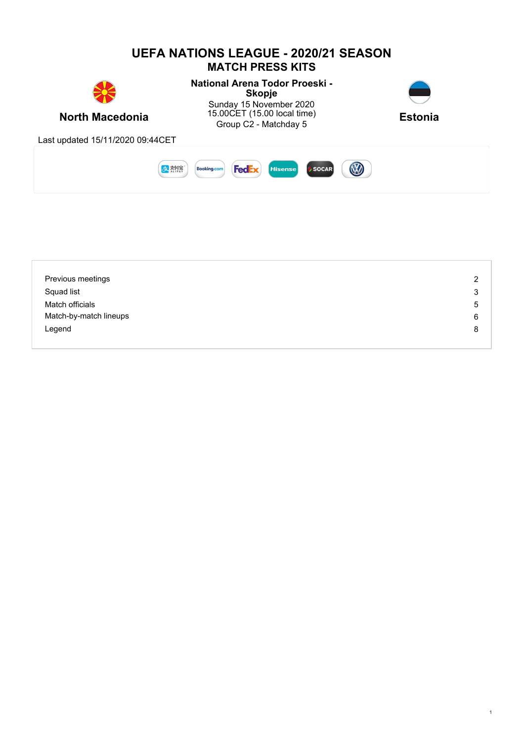# UEFA NATIONS LEAGUE - 2020/21 SEASON

## MATCH PRESS KITS

**North Macedonia**

**National Arena Todor Proeski - Skopje**
Sunday 15 November 2020
15.00CET (15.00 local time)
Group C2 - Matchday 5

**Estonia**

Last updated 15/11/2020 09:44CET

| | |
|---|---|
| Previous meetings | 2 |
| Squad list | 3 |
| Match officials | 5 |
| Match-by-match lineups | 6 |
| Legend | 8 |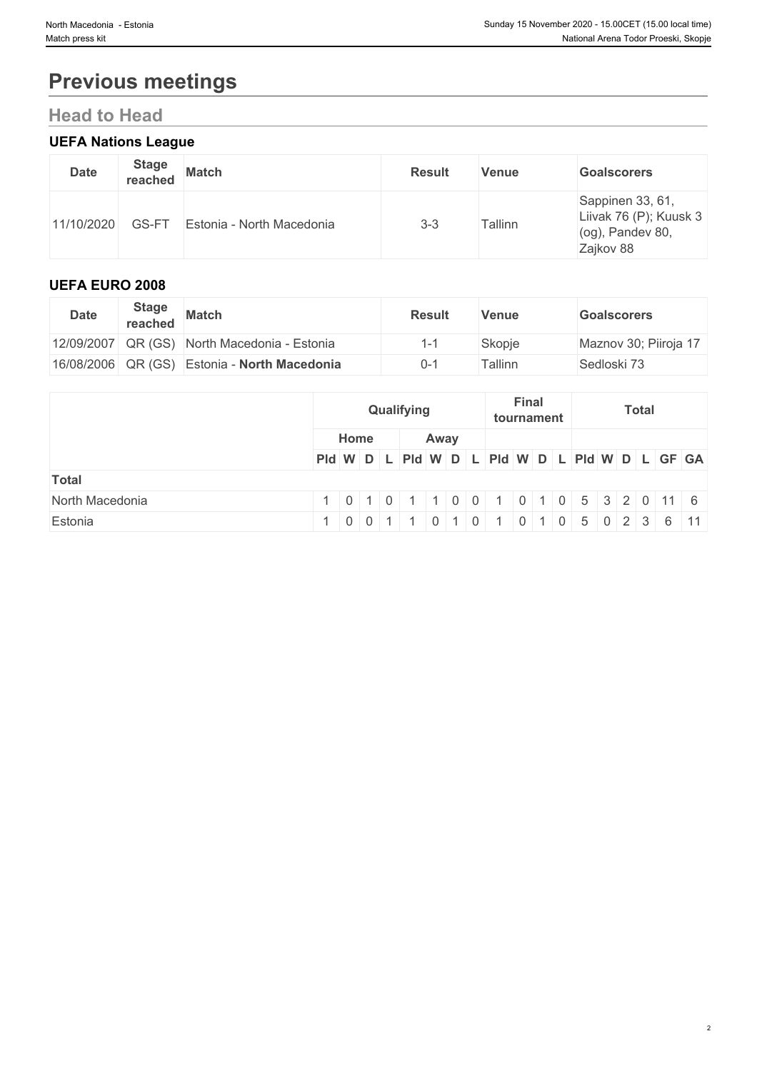# Previous meetings

## Head to Head

### UEFA Nations League

| Date | Stage reached | Match | Result | Venue | Goalscorers |
|---|---|---|---|---|---|
| 11/10/2020 | GS-FT | Estonia - North Macedonia | 3-3 | Tallinn | Sappinen 33, 61, Liivak 76 (P); Kuusk 3 (og), Pandev 80, Zajkov 88 |

### UEFA EURO 2008

| Date | Stage reached | Match | Result | Venue | Goalscorers |
|---|---|---|---|---|---|
| 12/09/2007 | QR (GS) | North Macedonia - Estonia | 1-1 | Skopje | Maznov 30; Piiroja 17 |
| 16/08/2006 | QR (GS) | Estonia - **North Macedonia** | 0-1 | Tallinn | Sedloski 73 |

| | Qualifying | | | | | | | | Final tournament | | | | Total | | | | | |
|---|---|---|---|---|---|---|---|---|---|---|---|---|---|---|---|---|---|---|
| | Home | | | | Away | | | | | | | | | | | | | |
| | Pld | W | D | L | Pld | W | D | L | Pld | W | D | L | Pld | W | D | L | GF | GA |
| **Total** | | | | | | | | | | | | | | | | | | |
| North Macedonia | 1 | 0 | 1 | 0 | 1 | 1 | 0 | 0 | 1 | 0 | 1 | 0 | 5 | 3 | 2 | 0 | 11 | 6 |
| Estonia | 1 | 0 | 0 | 1 | 1 | 0 | 1 | 0 | 1 | 0 | 1 | 0 | 5 | 0 | 2 | 3 | 6 | 11 |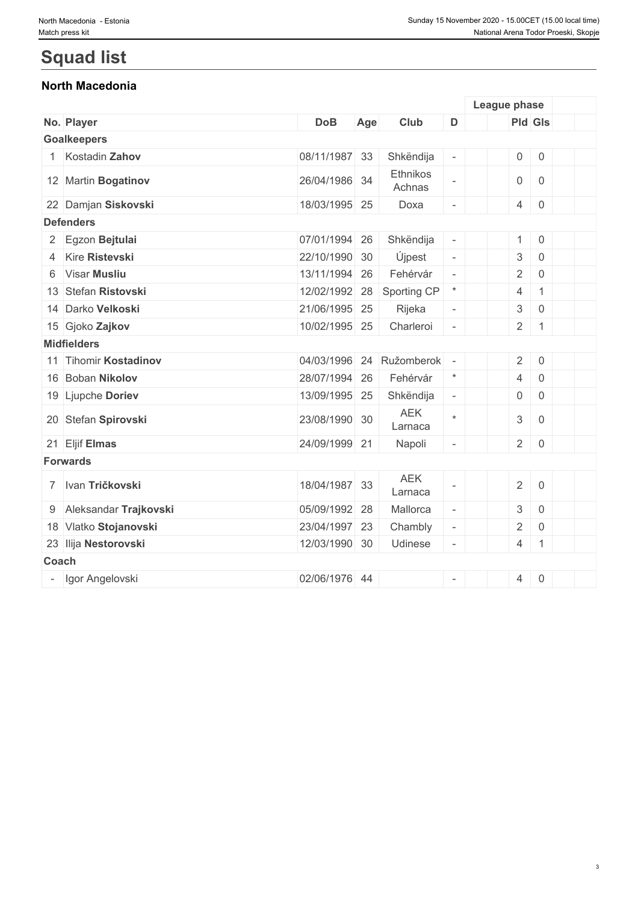# Squad list

## North Macedonia

| No. | Player | DoB | Age | Club | D | | League phase Pld | League phase Gls | |
|---|---|---|---|---|---|---|---|---|---|
| **Goalkeepers** | | | | | | | | | |
| 1 | Kostadin **Zahov** | 08/11/1987 | 33 | Shkëndija | - | | 0 | 0 | |
| 12 | Martin **Bogatinov** | 26/04/1986 | 34 | Ethnikos Achnas | - | | 0 | 0 | |
| 22 | Damjan **Siskovski** | 18/03/1995 | 25 | Doxa | - | | 4 | 0 | |
| **Defenders** | | | | | | | | | |
| 2 | Egzon **Bejtulai** | 07/01/1994 | 26 | Shkëndija | - | | 1 | 0 | |
| 4 | Kire **Ristevski** | 22/10/1990 | 30 | Újpest | - | | 3 | 0 | |
| 6 | Visar **Musliu** | 13/11/1994 | 26 | Fehérvár | - | | 2 | 0 | |
| 13 | Stefan **Ristovski** | 12/02/1992 | 28 | Sporting CP | * | | 4 | 1 | |
| 14 | Darko **Velkoski** | 21/06/1995 | 25 | Rijeka | - | | 3 | 0 | |
| 15 | Gjoko **Zajkov** | 10/02/1995 | 25 | Charleroi | - | | 2 | 1 | |
| **Midfielders** | | | | | | | | | |
| 11 | Tihomir **Kostadinov** | 04/03/1996 | 24 | Ružomberok | - | | 2 | 0 | |
| 16 | Boban **Nikolov** | 28/07/1994 | 26 | Fehérvár | * | | 4 | 0 | |
| 19 | Ljupche **Doriev** | 13/09/1995 | 25 | Shkëndija | - | | 0 | 0 | |
| 20 | Stefan **Spirovski** | 23/08/1990 | 30 | AEK Larnaca | * | | 3 | 0 | |
| 21 | Eljif **Elmas** | 24/09/1999 | 21 | Napoli | - | | 2 | 0 | |
| **Forwards** | | | | | | | | | |
| 7 | Ivan **Tričkovski** | 18/04/1987 | 33 | AEK Larnaca | - | | 2 | 0 | |
| 9 | Aleksandar **Trajkovski** | 05/09/1992 | 28 | Mallorca | - | | 3 | 0 | |
| 18 | Vlatko **Stojanovski** | 23/04/1997 | 23 | Chambly | - | | 2 | 0 | |
| 23 | Ilija **Nestorovski** | 12/03/1990 | 30 | Udinese | - | | 4 | 1 | |
| **Coach** | | | | | | | | | |
| - | Igor Angelovski | 02/06/1976 | 44 | | - | | 4 | 0 | |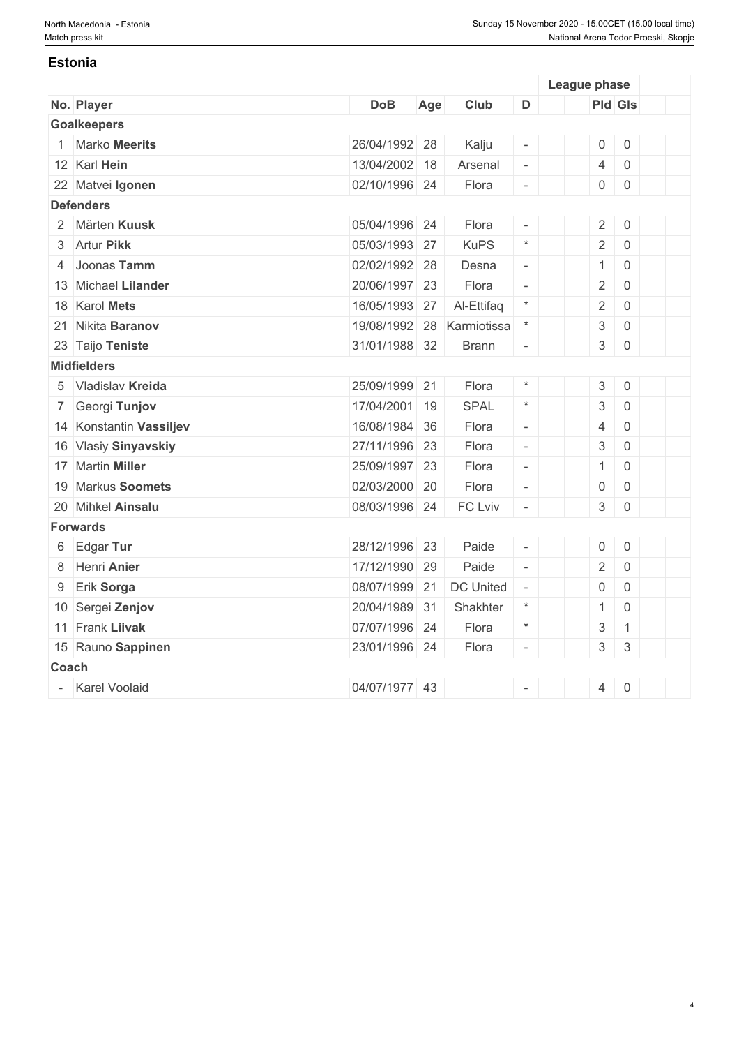## Estonia

| No. | Player | DoB | Age | Club | D | | League phase | |
|---|---|---|---|---|---|---|---|---|
| | | | | | | | Pld | Gls |
| **Goalkeepers** | | | | | | | | |
| 1 | Marko **Meerits** | 26/04/1992 | 28 | Kalju | - | | 0 | 0 |
| 12 | Karl **Hein** | 13/04/2002 | 18 | Arsenal | - | | 4 | 0 |
| 22 | Matvei **Igonen** | 02/10/1996 | 24 | Flora | - | | 0 | 0 |
| **Defenders** | | | | | | | | |
| 2 | Märten **Kuusk** | 05/04/1996 | 24 | Flora | - | | 2 | 0 |
| 3 | Artur **Pikk** | 05/03/1993 | 27 | KuPS | * | | 2 | 0 |
| 4 | Joonas **Tamm** | 02/02/1992 | 28 | Desna | - | | 1 | 0 |
| 13 | Michael **Lilander** | 20/06/1997 | 23 | Flora | - | | 2 | 0 |
| 18 | Karol **Mets** | 16/05/1993 | 27 | Al-Ettifaq | * | | 2 | 0 |
| 21 | Nikita **Baranov** | 19/08/1992 | 28 | Karmiotissa | * | | 3 | 0 |
| 23 | Taijo **Teniste** | 31/01/1988 | 32 | Brann | - | | 3 | 0 |
| **Midfielders** | | | | | | | | |
| 5 | Vladislav **Kreida** | 25/09/1999 | 21 | Flora | * | | 3 | 0 |
| 7 | Georgi **Tunjov** | 17/04/2001 | 19 | SPAL | * | | 3 | 0 |
| 14 | Konstantin **Vassiljev** | 16/08/1984 | 36 | Flora | - | | 4 | 0 |
| 16 | Vlasiy **Sinyavskiy** | 27/11/1996 | 23 | Flora | - | | 3 | 0 |
| 17 | Martin **Miller** | 25/09/1997 | 23 | Flora | - | | 1 | 0 |
| 19 | Markus **Soomets** | 02/03/2000 | 20 | Flora | - | | 0 | 0 |
| 20 | Mihkel **Ainsalu** | 08/03/1996 | 24 | FC Lviv | - | | 3 | 0 |
| **Forwards** | | | | | | | | |
| 6 | Edgar **Tur** | 28/12/1996 | 23 | Paide | - | | 0 | 0 |
| 8 | Henri **Anier** | 17/12/1990 | 29 | Paide | - | | 2 | 0 |
| 9 | Erik **Sorga** | 08/07/1999 | 21 | DC United | - | | 0 | 0 |
| 10 | Sergei **Zenjov** | 20/04/1989 | 31 | Shakhter | * | | 1 | 0 |
| 11 | Frank **Liivak** | 07/07/1996 | 24 | Flora | * | | 3 | 1 |
| 15 | Rauno **Sappinen** | 23/01/1996 | 24 | Flora | - | | 3 | 3 |
| **Coach** | | | | | | | | |
| - | Karel Voolaid | 04/07/1977 | 43 | | - | | 4 | 0 |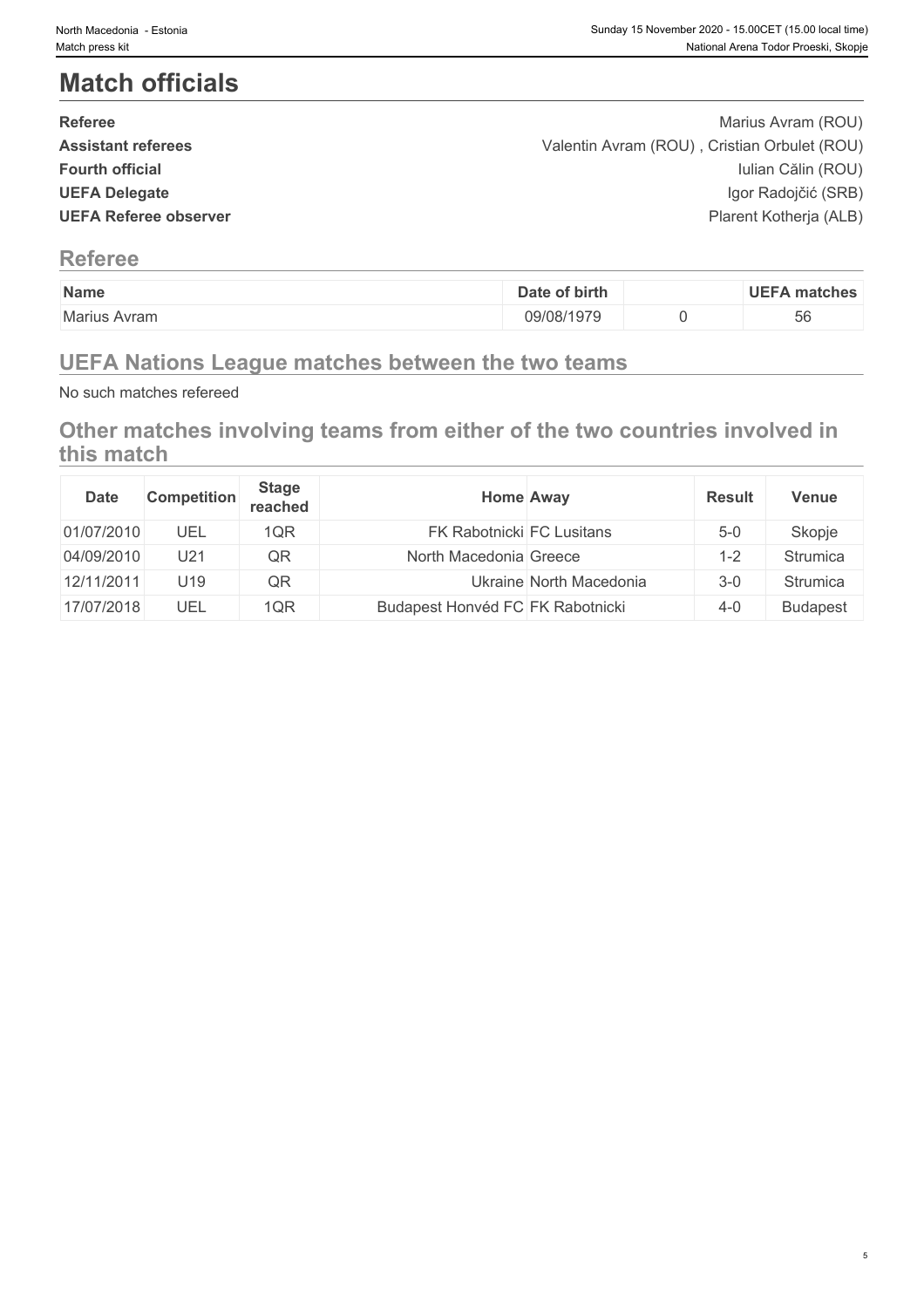# Match officials

| | |
|---|---|
| **Referee** | Marius Avram (ROU) |
| **Assistant referees** | Valentin Avram (ROU) , Cristian Orbulet (ROU) |
| **Fourth official** | Iulian Călin (ROU) |
| **UEFA Delegate** | Igor Radojčić (SRB) |
| **UEFA Referee observer** | Plarent Kotherja (ALB) |

## Referee

| Name | Date of birth | | UEFA matches |
|---|---|---|---|
| Marius Avram | 09/08/1979 | 0 | 56 |

## UEFA Nations League matches between the two teams

No such matches refereed

## Other matches involving teams from either of the two countries involved in this match

| Date | Competition | Stage reached | Home | Away | Result | Venue |
|---|---|---|---|---|---|---|
| 01/07/2010 | UEL | 1QR | FK Rabotnicki | FC Lusitans | 5-0 | Skopje |
| 04/09/2010 | U21 | QR | North Macedonia | Greece | 1-2 | Strumica |
| 12/11/2011 | U19 | QR | Ukraine | North Macedonia | 3-0 | Strumica |
| 17/07/2018 | UEL | 1QR | Budapest Honvéd FC | FK Rabotnicki | 4-0 | Budapest |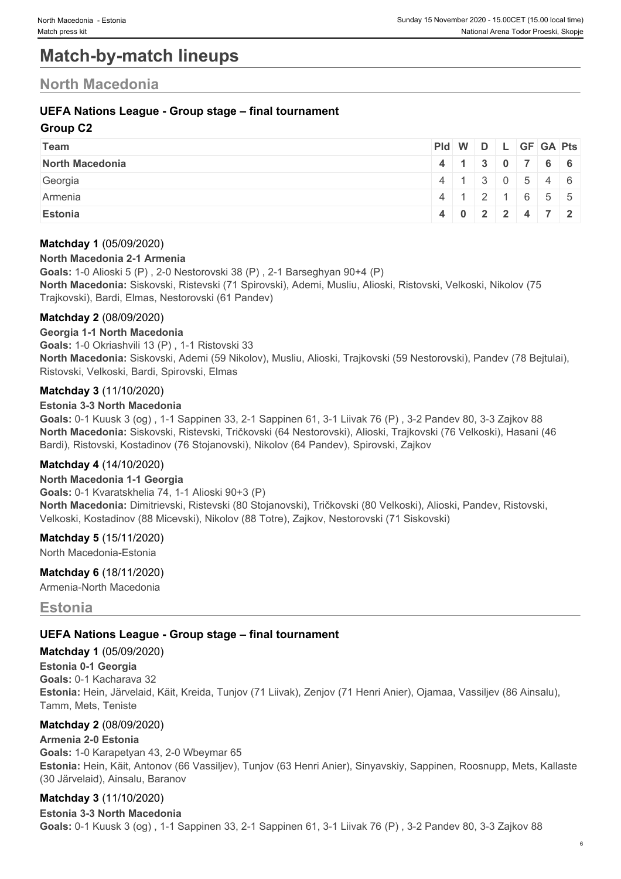# Match-by-match lineups

## North Macedonia

### UEFA Nations League - Group stage – final tournament

**Group C2**

| Team | Pld | W | D | L | GF | GA | Pts |
|---|---|---|---|---|---|---|---|
| **North Macedonia** | **4** | **1** | **3** | **0** | **7** | **6** | **6** |
| Georgia | 4 | 1 | 3 | 0 | 5 | 4 | 6 |
| Armenia | 4 | 1 | 2 | 1 | 6 | 5 | 5 |
| **Estonia** | **4** | **0** | **2** | **2** | **4** | **7** | **2** |

**Matchday 1** (05/09/2020)

**North Macedonia 2-1 Armenia**

**Goals:** 1-0 Alioski 5 (P) , 2-0 Nestorovski 38 (P) , 2-1 Barseghyan 90+4 (P)

**North Macedonia:** Siskovski, Ristevski (71 Spirovski), Ademi, Musliu, Alioski, Ristovski, Velkoski, Nikolov (75 Trajkovski), Bardi, Elmas, Nestorovski (61 Pandev)

**Matchday 2** (08/09/2020)

**Georgia 1-1 North Macedonia**

**Goals:** 1-0 Okriashvili 13 (P) , 1-1 Ristovski 33

**North Macedonia:** Siskovski, Ademi (59 Nikolov), Musliu, Alioski, Trajkovski (59 Nestorovski), Pandev (78 Bejtulai), Ristovski, Velkoski, Bardi, Spirovski, Elmas

**Matchday 3** (11/10/2020)

**Estonia 3-3 North Macedonia**

**Goals:** 0-1 Kuusk 3 (og) , 1-1 Sappinen 33, 2-1 Sappinen 61, 3-1 Liivak 76 (P) , 3-2 Pandev 80, 3-3 Zajkov 88

**North Macedonia:** Siskovski, Ristevski, Tričkovski (64 Nestorovski), Alioski, Trajkovski (76 Velkoski), Hasani (46 Bardi), Ristovski, Kostadinov (76 Stojanovski), Nikolov (64 Pandev), Spirovski, Zajkov

**Matchday 4** (14/10/2020)

**North Macedonia 1-1 Georgia**

**Goals:** 0-1 Kvaratskhelia 74, 1-1 Alioski 90+3 (P)

**North Macedonia:** Dimitrievski, Ristevski (80 Stojanovski), Tričkovski (80 Velkoski), Alioski, Pandev, Ristovski, Velkoski, Kostadinov (88 Micevski), Nikolov (88 Totre), Zajkov, Nestorovski (71 Siskovski)

**Matchday 5** (15/11/2020)

North Macedonia-Estonia

**Matchday 6** (18/11/2020)

Armenia-North Macedonia

## Estonia

### UEFA Nations League - Group stage – final tournament

**Matchday 1** (05/09/2020)

**Estonia 0-1 Georgia**

**Goals:** 0-1 Kacharava 32

**Estonia:** Hein, Järvelaid, Käit, Kreida, Tunjov (71 Liivak), Zenjov (71 Henri Anier), Ojamaa, Vassiljev (86 Ainsalu), Tamm, Mets, Teniste

**Matchday 2** (08/09/2020)

**Armenia 2-0 Estonia**

**Goals:** 1-0 Karapetyan 43, 2-0 Wbeymar 65

**Estonia:** Hein, Käit, Antonov (66 Vassiljev), Tunjov (63 Henri Anier), Sinyavskiy, Sappinen, Roosnupp, Mets, Kallaste (30 Järvelaid), Ainsalu, Baranov

**Matchday 3** (11/10/2020)

**Estonia 3-3 North Macedonia**

**Goals:** 0-1 Kuusk 3 (og) , 1-1 Sappinen 33, 2-1 Sappinen 61, 3-1 Liivak 76 (P) , 3-2 Pandev 80, 3-3 Zajkov 88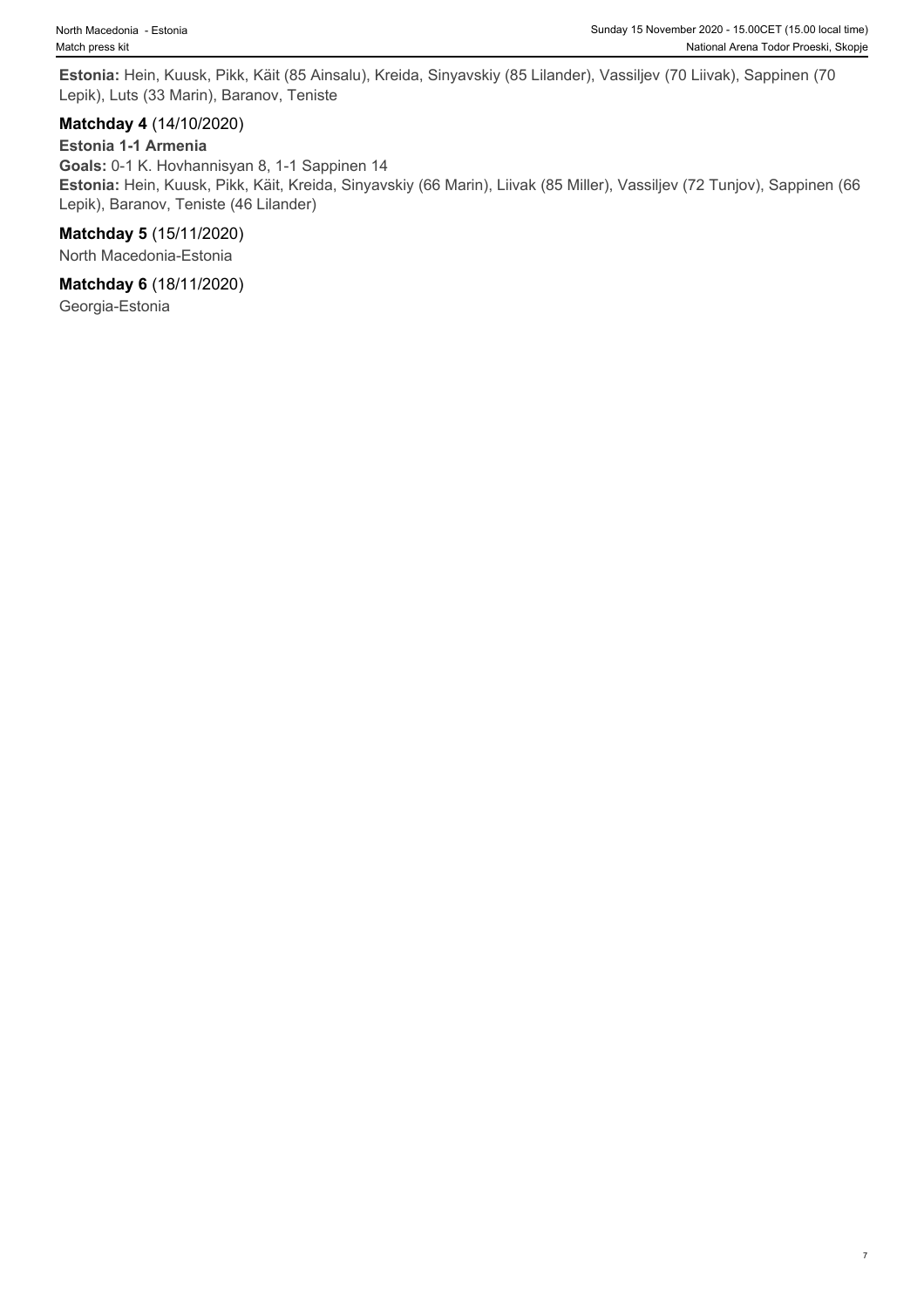**Estonia:** Hein, Kuusk, Pikk, Käit (85 Ainsalu), Kreida, Sinyavskiy (85 Lilander), Vassiljev (70 Liivak), Sappinen (70 Lepik), Luts (33 Marin), Baranov, Teniste

**Matchday 4** (14/10/2020)

**Estonia 1-1 Armenia**

**Goals:** 0-1 K. Hovhannisyan 8, 1-1 Sappinen 14

**Estonia:** Hein, Kuusk, Pikk, Käit, Kreida, Sinyavskiy (66 Marin), Liivak (85 Miller), Vassiljev (72 Tunjov), Sappinen (66 Lepik), Baranov, Teniste (46 Lilander)

**Matchday 5** (15/11/2020)

North Macedonia-Estonia

**Matchday 6** (18/11/2020)

Georgia-Estonia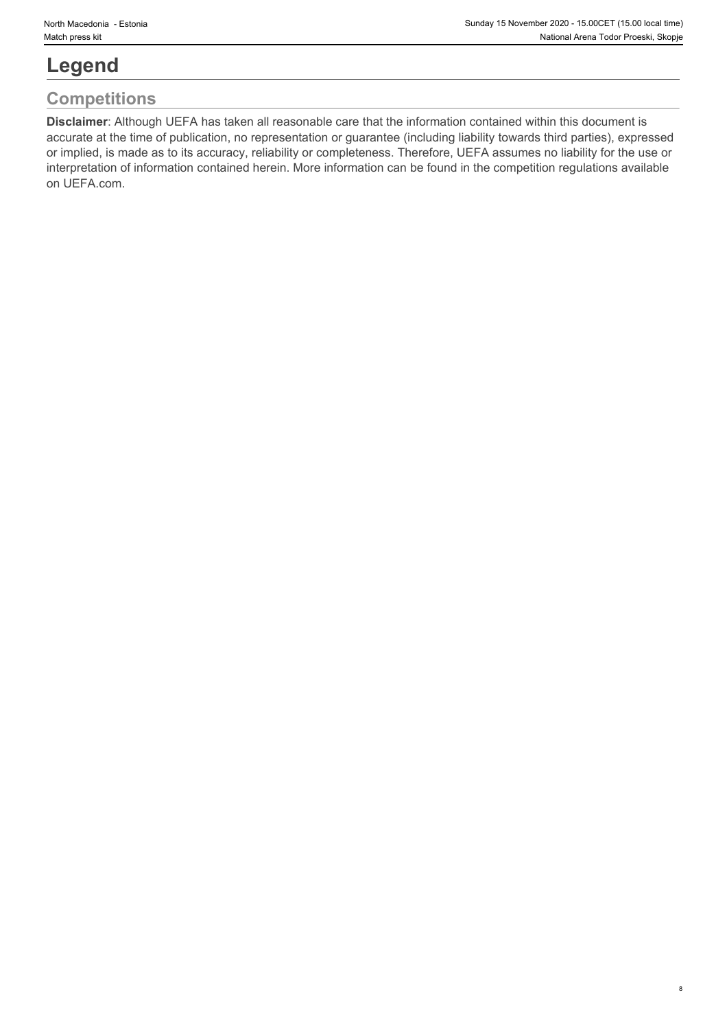# Legend

## Competitions

**Disclaimer**: Although UEFA has taken all reasonable care that the information contained within this document is accurate at the time of publication, no representation or guarantee (including liability towards third parties), expressed or implied, is made as to its accuracy, reliability or completeness. Therefore, UEFA assumes no liability for the use or interpretation of information contained herein. More information can be found in the competition regulations available on UEFA.com.